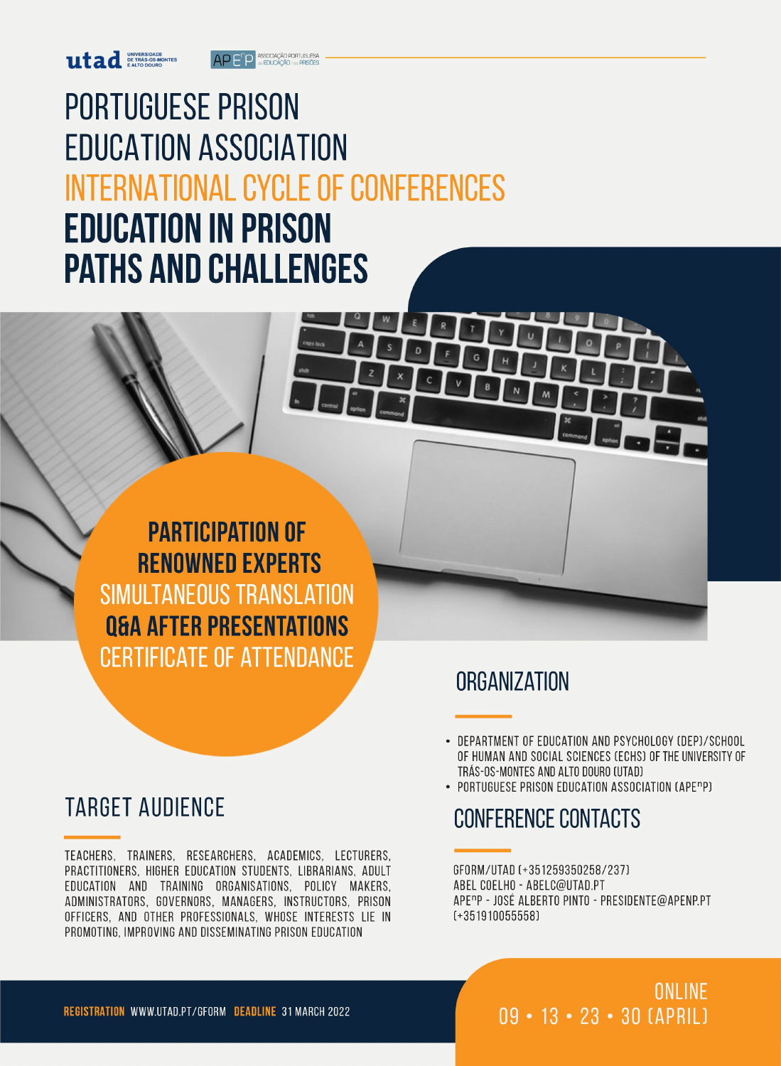utad UNIVERSIDADE DE TRÁS-OS-MONTES E ALTO DOURO

APE$^{n}$P ASSOCIAÇÃO PORTUGUESA de EDUCAÇÃO nas PRISÕES

# PORTUGUESE PRISON EDUCATION ASSOCIATION

## INTERNATIONAL CYCLE OF CONFERENCES

# EDUCATION IN PRISON PATHS AND CHALLENGES

**PARTICIPATION OF RENOWNED EXPERTS**
SIMULTANEOUS TRANSLATION
**Q&A AFTER PRESENTATIONS**
CERTIFICATE OF ATTENDANCE

## ORGANIZATION

- DEPARTMENT OF EDUCATION AND PSYCHOLOGY (DEP)/SCHOOL OF HUMAN AND SOCIAL SCIENCES (ECHS) OF THE UNIVERSITY OF TRÁS-OS-MONTES AND ALTO DOURO (UTAD)
- PORTUGUESE PRISON EDUCATION ASSOCIATION (APE$^{n}$P)

## TARGET AUDIENCE

TEACHERS, TRAINERS, RESEARCHERS, ACADEMICS, LECTURERS, PRACTITIONERS, HIGHER EDUCATION STUDENTS, LIBRARIANS, ADULT EDUCATION AND TRAINING ORGANISATIONS, POLICY MAKERS, ADMINISTRATORS, GOVERNORS, MANAGERS, INSTRUCTORS, PRISON OFFICERS, AND OTHER PROFESSIONALS, WHOSE INTERESTS LIE IN PROMOTING, IMPROVING AND DISSEMINATING PRISON EDUCATION

## CONFERENCE CONTACTS

GFORM/UTAD (+351259350258/237)
ABEL COELHO - ABELC@UTAD.PT
APE$^{n}$P - JOSÉ ALBERTO PINTO - PRESIDENTE@APENP.PT (+351910055558)

**REGISTRATION** WWW.UTAD.PT/GFORM **DEADLINE** 31 MARCH 2022

ONLINE
09 • 13 • 23 • 30 (APRIL)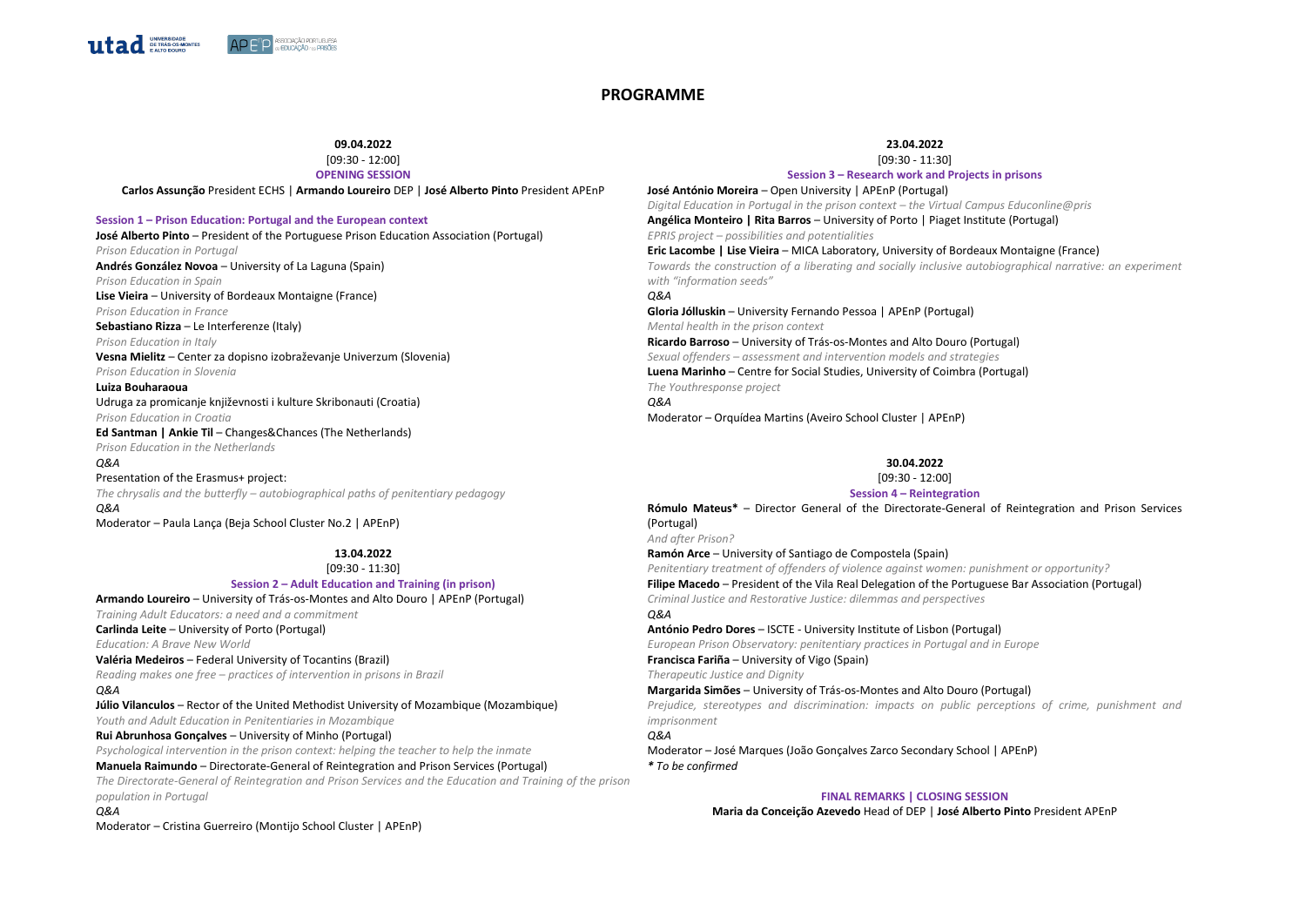# PROGRAMME

**09.04.2022**
[09:30 - 12:00]

**OPENING SESSION**

**Carlos Assunção** President ECHS | **Armando Loureiro** DEP | **José Alberto Pinto** President APEnP

**Session 1 – Prison Education: Portugal and the European context**

**José Alberto Pinto** – President of the Portuguese Prison Education Association (Portugal)
*Prison Education in Portugal*

**Andrés González Novoa** – University of La Laguna (Spain)
*Prison Education in Spain*

**Lise Vieira** – University of Bordeaux Montaigne (France)
*Prison Education in France*

**Sebastiano Rizza** – Le Interferenze (Italy)
*Prison Education in Italy*

**Vesna Mielitz** – Center za dopisno izobraževanje Univerzum (Slovenia)
*Prison Education in Slovenia*

**Luiza Bouharaoua**
Udruga za promicanje književnosti i kulture Skribonauti (Croatia)
*Prison Education in Croatia*

**Ed Santman | Ankie Til** – Changes&Chances (The Netherlands)
*Prison Education in the Netherlands*

*Q&A*

Presentation of the Erasmus+ project:
*The chrysalis and the butterfly – autobiographical paths of penitentiary pedagogy*

*Q&A*

Moderator – Paula Lança (Beja School Cluster No.2 | APEnP)

**13.04.2022**
[09:30 - 11:30]

**Session 2 – Adult Education and Training (in prison)**

**Armando Loureiro** – University of Trás-os-Montes and Alto Douro | APEnP (Portugal)
*Training Adult Educators: a need and a commitment*

**Carlinda Leite** – University of Porto (Portugal)
*Education: A Brave New World*

**Valéria Medeiros** – Federal University of Tocantins (Brazil)
*Reading makes one free – practices of intervention in prisons in Brazil*

*Q&A*

**Júlio Vilanculos** – Rector of the United Methodist University of Mozambique (Mozambique)
*Youth and Adult Education in Penitentiaries in Mozambique*

**Rui Abrunhosa Gonçalves** – University of Minho (Portugal)
*Psychological intervention in the prison context: helping the teacher to help the inmate*

**Manuela Raimundo** – Directorate-General of Reintegration and Prison Services (Portugal)
*The Directorate-General of Reintegration and Prison Services and the Education and Training of the prison population in Portugal*

*Q&A*

Moderator – Cristina Guerreiro (Montijo School Cluster | APEnP)

**23.04.2022**
[09:30 - 11:30]

**Session 3 – Research work and Projects in prisons**

**José António Moreira** – Open University | APEnP (Portugal)
*Digital Education in Portugal in the prison context – the Virtual Campus Educonline@pris*

**Angélica Monteiro | Rita Barros** – University of Porto | Piaget Institute (Portugal)
*EPRIS project – possibilities and potentialities*

**Eric Lacombe | Lise Vieira** – MICA Laboratory, University of Bordeaux Montaigne (France)
*Towards the construction of a liberating and socially inclusive autobiographical narrative: an experiment with "information seeds"*

*Q&A*

**Gloria Jólluskin** – University Fernando Pessoa | APEnP (Portugal)
*Mental health in the prison context*

**Ricardo Barroso** – University of Trás-os-Montes and Alto Douro (Portugal)
*Sexual offenders – assessment and intervention models and strategies*

**Luena Marinho** – Centre for Social Studies, University of Coimbra (Portugal)
*The Youthresponse project*

*Q&A*

Moderator – Orquídea Martins (Aveiro School Cluster | APEnP)

**30.04.2022**
[09:30 - 12:00]

**Session 4 – Reintegration**

**Rómulo Mateus*** – Director General of the Directorate-General of Reintegration and Prison Services (Portugal)
*And after Prison?*

**Ramón Arce** – University of Santiago de Compostela (Spain)
*Penitentiary treatment of offenders of violence against women: punishment or opportunity?*

**Filipe Macedo** – President of the Vila Real Delegation of the Portuguese Bar Association (Portugal)
*Criminal Justice and Restorative Justice: dilemmas and perspectives*

*Q&A*

**António Pedro Dores** – ISCTE - University Institute of Lisbon (Portugal)
*European Prison Observatory: penitentiary practices in Portugal and in Europe*

**Francisca Fariña** – University of Vigo (Spain)
*Therapeutic Justice and Dignity*

**Margarida Simões** – University of Trás-os-Montes and Alto Douro (Portugal)
*Prejudice, stereotypes and discrimination: impacts on public perceptions of crime, punishment and imprisonment*

*Q&A*

Moderator – José Marques (João Gonçalves Zarco Secondary School | APEnP)

*\* To be confirmed*

**FINAL REMARKS | CLOSING SESSION**

**Maria da Conceição Azevedo** Head of DEP | **José Alberto Pinto** President APEnP